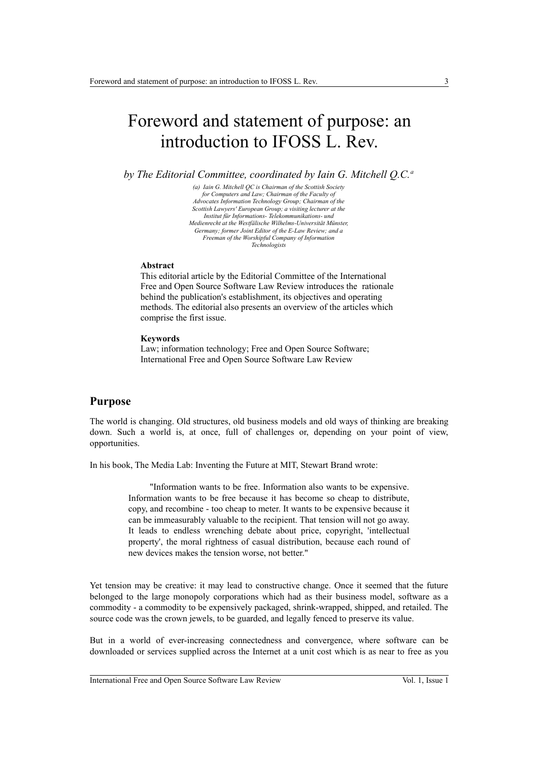// Foreword and statement of purpose: an introduction to IFOSS L. Rev.

*by The Editorial Committee, coordinated by Iain G. Mitchell Q.C.*[a]

*(a) Iain G. Mitchell QC is Chairman of the Scottish Society for Computers and Law; Chairman of the Faculty of Advocates Information Technology Group; Chairman of the Scottish Lawyers' European Group; a visiting lecturer at the Institut für Informations- Telekommunikations- und Medienrecht at the Westfälische Wilhelms-Universität Münster, Germany; former Joint Editor of the E-Law Review; and a Freeman of the Worshipful Company of Information Technologists*

**Abstract**

This editorial article by the Editorial Committee of the International Free and Open Source Software Law Review introduces the rationale behind the publication's establishment, its objectives and operating methods. The editorial also presents an overview of the articles which comprise the first issue.

**Keywords**

Law; information technology; Free and Open Source Software; International Free and Open Source Software Law Review

## Purpose

The world is changing. Old structures, old business models and old ways of thinking are breaking down. Such a world is, at once, full of challenges or, depending on your point of view, opportunities.

In his book, The Media Lab: Inventing the Future at MIT, Stewart Brand wrote:

> "Information wants to be free. Information also wants to be expensive. Information wants to be free because it has become so cheap to distribute, copy, and recombine - too cheap to meter. It wants to be expensive because it can be immeasurably valuable to the recipient. That tension will not go away. It leads to endless wrenching debate about price, copyright, 'intellectual property', the moral rightness of casual distribution, because each round of new devices makes the tension worse, not better."

Yet tension may be creative: it may lead to constructive change. Once it seemed that the future belonged to the large monopoly corporations which had as their business model, software as a commodity - a commodity to be expensively packaged, shrink-wrapped, shipped, and retailed. The source code was the crown jewels, to be guarded, and legally fenced to preserve its value.

But in a world of ever-increasing connectedness and convergence, where software can be downloaded or services supplied across the Internet at a unit cost which is as near to free as you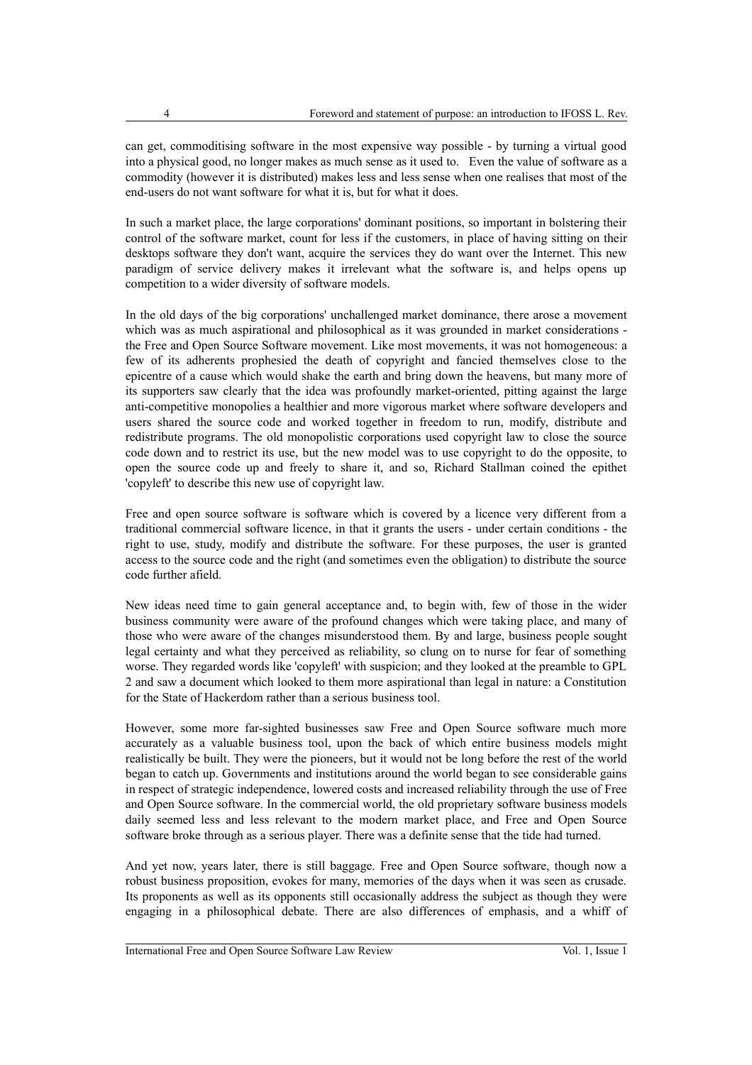can get, commoditising software in the most expensive way possible - by turning a virtual good into a physical good, no longer makes as much sense as it used to. Even the value of software as a commodity (however it is distributed) makes less and less sense when one realises that most of the end-users do not want software for what it is, but for what it does.

In such a market place, the large corporations' dominant positions, so important in bolstering their control of the software market, count for less if the customers, in place of having sitting on their desktops software they don't want, acquire the services they do want over the Internet. This new paradigm of service delivery makes it irrelevant what the software is, and helps opens up competition to a wider diversity of software models.

In the old days of the big corporations' unchallenged market dominance, there arose a movement which was as much aspirational and philosophical as it was grounded in market considerations - the Free and Open Source Software movement. Like most movements, it was not homogeneous: a few of its adherents prophesied the death of copyright and fancied themselves close to the epicentre of a cause which would shake the earth and bring down the heavens, but many more of its supporters saw clearly that the idea was profoundly market-oriented, pitting against the large anti-competitive monopolies a healthier and more vigorous market where software developers and users shared the source code and worked together in freedom to run, modify, distribute and redistribute programs. The old monopolistic corporations used copyright law to close the source code down and to restrict its use, but the new model was to use copyright to do the opposite, to open the source code up and freely to share it, and so, Richard Stallman coined the epithet 'copyleft' to describe this new use of copyright law.

Free and open source software is software which is covered by a licence very different from a traditional commercial software licence, in that it grants the users - under certain conditions - the right to use, study, modify and distribute the software. For these purposes, the user is granted access to the source code and the right (and sometimes even the obligation) to distribute the source code further afield.

New ideas need time to gain general acceptance and, to begin with, few of those in the wider business community were aware of the profound changes which were taking place, and many of those who were aware of the changes misunderstood them. By and large, business people sought legal certainty and what they perceived as reliability, so clung on to nurse for fear of something worse. They regarded words like 'copyleft' with suspicion; and they looked at the preamble to GPL 2 and saw a document which looked to them more aspirational than legal in nature: a Constitution for the State of Hackerdom rather than a serious business tool.

However, some more far-sighted businesses saw Free and Open Source software much more accurately as a valuable business tool, upon the back of which entire business models might realistically be built. They were the pioneers, but it would not be long before the rest of the world began to catch up. Governments and institutions around the world began to see considerable gains in respect of strategic independence, lowered costs and increased reliability through the use of Free and Open Source software. In the commercial world, the old proprietary software business models daily seemed less and less relevant to the modern market place, and Free and Open Source software broke through as a serious player. There was a definite sense that the tide had turned.

And yet now, years later, there is still baggage. Free and Open Source software, though now a robust business proposition, evokes for many, memories of the days when it was seen as crusade. Its proponents as well as its opponents still occasionally address the subject as though they were engaging in a philosophical debate. There are also differences of emphasis, and a whiff of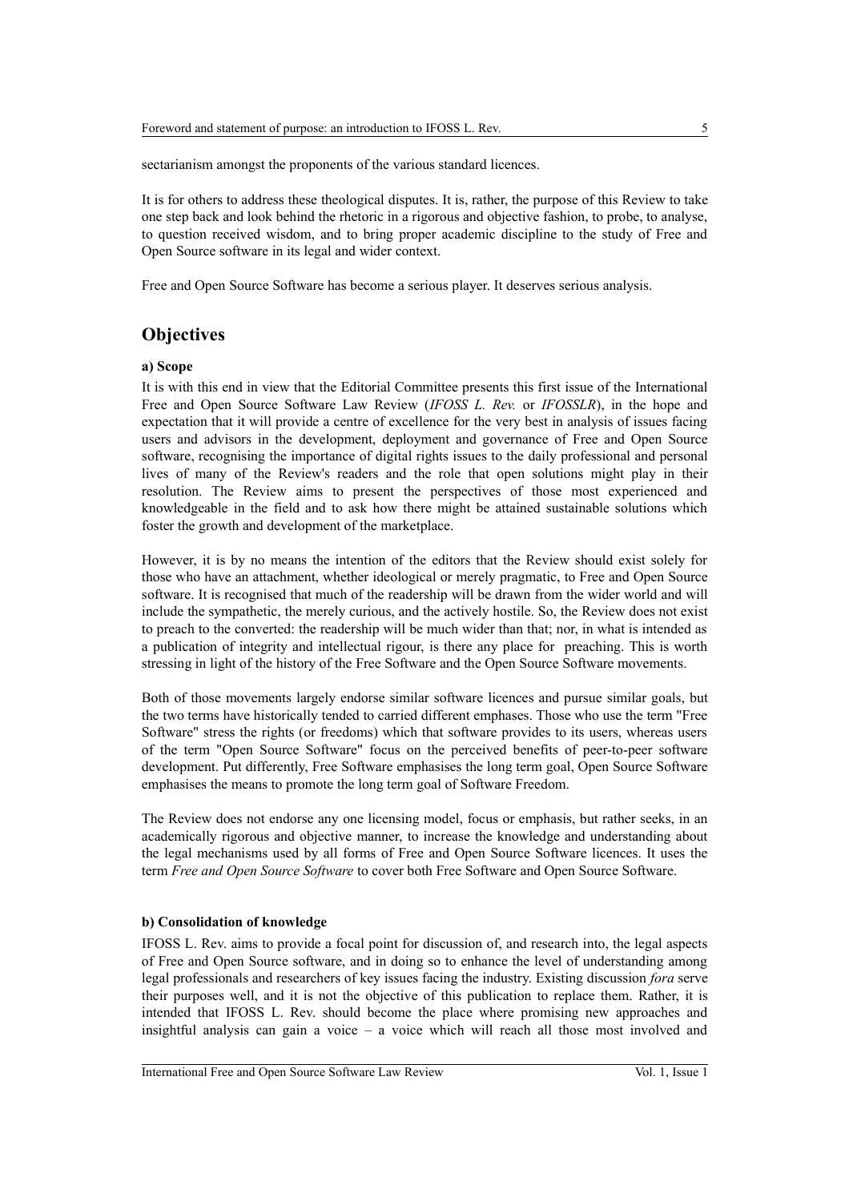sectarianism amongst the proponents of the various standard licences.

It is for others to address these theological disputes. It is, rather, the purpose of this Review to take one step back and look behind the rhetoric in a rigorous and objective fashion, to probe, to analyse, to question received wisdom, and to bring proper academic discipline to the study of Free and Open Source software in its legal and wider context.

Free and Open Source Software has become a serious player. It deserves serious analysis.

## Objectives

**a) Scope**

It is with this end in view that the Editorial Committee presents this first issue of the International Free and Open Source Software Law Review (*IFOSS L. Rev.* or *IFOSSLR*), in the hope and expectation that it will provide a centre of excellence for the very best in analysis of issues facing users and advisors in the development, deployment and governance of Free and Open Source software, recognising the importance of digital rights issues to the daily professional and personal lives of many of the Review's readers and the role that open solutions might play in their resolution. The Review aims to present the perspectives of those most experienced and knowledgeable in the field and to ask how there might be attained sustainable solutions which foster the growth and development of the marketplace.

However, it is by no means the intention of the editors that the Review should exist solely for those who have an attachment, whether ideological or merely pragmatic, to Free and Open Source software. It is recognised that much of the readership will be drawn from the wider world and will include the sympathetic, the merely curious, and the actively hostile. So, the Review does not exist to preach to the converted: the readership will be much wider than that; nor, in what is intended as a publication of integrity and intellectual rigour, is there any place for preaching. This is worth stressing in light of the history of the Free Software and the Open Source Software movements.

Both of those movements largely endorse similar software licences and pursue similar goals, but the two terms have historically tended to carried different emphases. Those who use the term "Free Software" stress the rights (or freedoms) which that software provides to its users, whereas users of the term "Open Source Software" focus on the perceived benefits of peer-to-peer software development. Put differently, Free Software emphasises the long term goal, Open Source Software emphasises the means to promote the long term goal of Software Freedom.

The Review does not endorse any one licensing model, focus or emphasis, but rather seeks, in an academically rigorous and objective manner, to increase the knowledge and understanding about the legal mechanisms used by all forms of Free and Open Source Software licences. It uses the term *Free and Open Source Software* to cover both Free Software and Open Source Software.

**b) Consolidation of knowledge**

IFOSS L. Rev. aims to provide a focal point for discussion of, and research into, the legal aspects of Free and Open Source software, and in doing so to enhance the level of understanding among legal professionals and researchers of key issues facing the industry. Existing discussion *fora* serve their purposes well, and it is not the objective of this publication to replace them. Rather, it is intended that IFOSS L. Rev. should become the place where promising new approaches and insightful analysis can gain a voice – a voice which will reach all those most involved and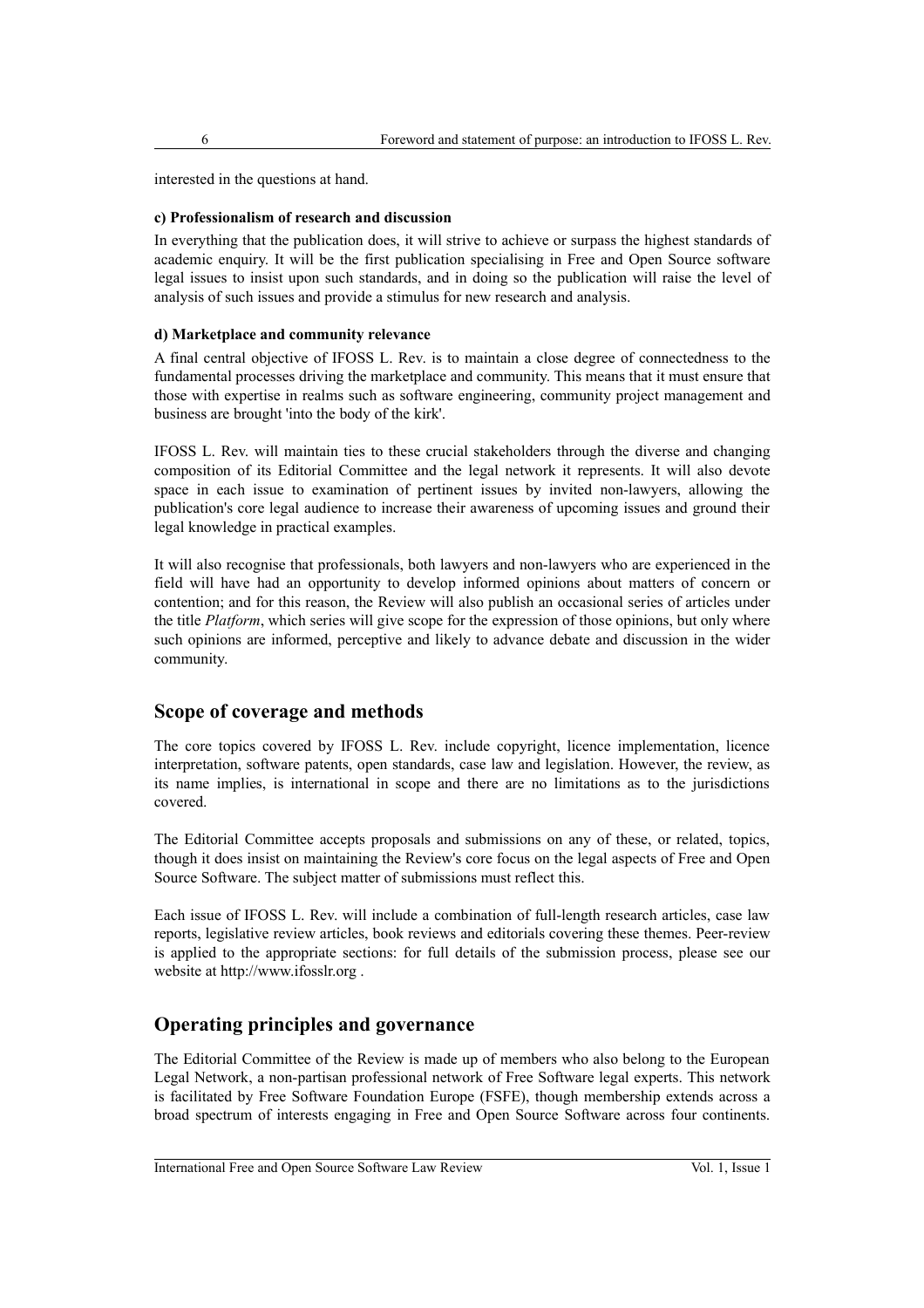interested in the questions at hand.

**c) Professionalism of research and discussion**

In everything that the publication does, it will strive to achieve or surpass the highest standards of academic enquiry. It will be the first publication specialising in Free and Open Source software legal issues to insist upon such standards, and in doing so the publication will raise the level of analysis of such issues and provide a stimulus for new research and analysis.

**d) Marketplace and community relevance**

A final central objective of IFOSS L. Rev. is to maintain a close degree of connectedness to the fundamental processes driving the marketplace and community. This means that it must ensure that those with expertise in realms such as software engineering, community project management and business are brought 'into the body of the kirk'.

IFOSS L. Rev. will maintain ties to these crucial stakeholders through the diverse and changing composition of its Editorial Committee and the legal network it represents. It will also devote space in each issue to examination of pertinent issues by invited non-lawyers, allowing the publication's core legal audience to increase their awareness of upcoming issues and ground their legal knowledge in practical examples.

It will also recognise that professionals, both lawyers and non-lawyers who are experienced in the field will have had an opportunity to develop informed opinions about matters of concern or contention; and for this reason, the Review will also publish an occasional series of articles under the title *Platform*, which series will give scope for the expression of those opinions, but only where such opinions are informed, perceptive and likely to advance debate and discussion in the wider community.

## Scope of coverage and methods

The core topics covered by IFOSS L. Rev. include copyright, licence implementation, licence interpretation, software patents, open standards, case law and legislation. However, the review, as its name implies, is international in scope and there are no limitations as to the jurisdictions covered.

The Editorial Committee accepts proposals and submissions on any of these, or related, topics, though it does insist on maintaining the Review's core focus on the legal aspects of Free and Open Source Software. The subject matter of submissions must reflect this.

Each issue of IFOSS L. Rev. will include a combination of full-length research articles, case law reports, legislative review articles, book reviews and editorials covering these themes. Peer-review is applied to the appropriate sections: for full details of the submission process, please see our website at http://www.ifosslr.org .

## Operating principles and governance

The Editorial Committee of the Review is made up of members who also belong to the European Legal Network, a non-partisan professional network of Free Software legal experts. This network is facilitated by Free Software Foundation Europe (FSFE), though membership extends across a broad spectrum of interests engaging in Free and Open Source Software across four continents.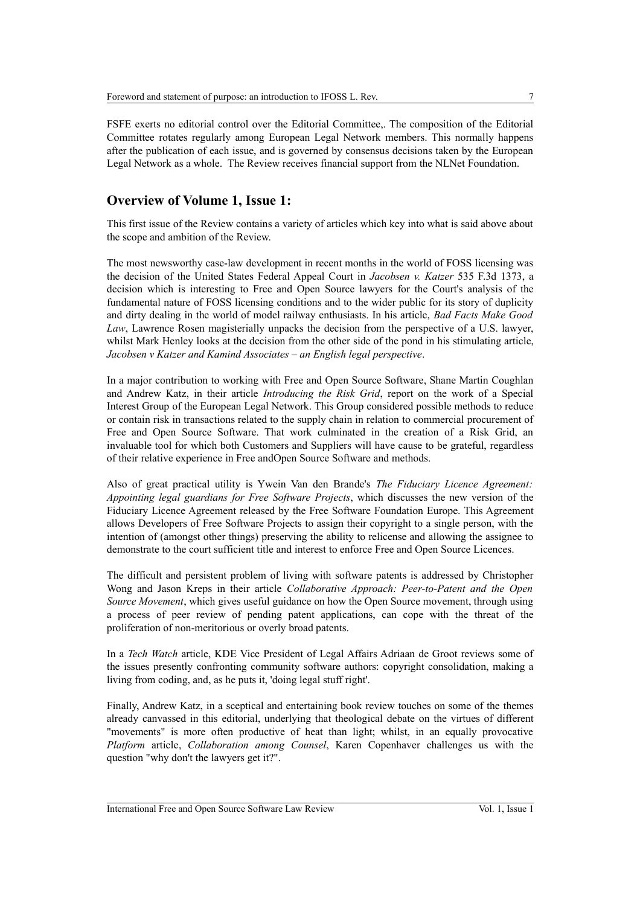FSFE exerts no editorial control over the Editorial Committee,. The composition of the Editorial Committee rotates regularly among European Legal Network members. This normally happens after the publication of each issue, and is governed by consensus decisions taken by the European Legal Network as a whole. The Review receives financial support from the NLNet Foundation.

## Overview of Volume 1, Issue 1:

This first issue of the Review contains a variety of articles which key into what is said above about the scope and ambition of the Review.

The most newsworthy case-law development in recent months in the world of FOSS licensing was the decision of the United States Federal Appeal Court in *Jacobsen v. Katzer* 535 F.3d 1373, a decision which is interesting to Free and Open Source lawyers for the Court's analysis of the fundamental nature of FOSS licensing conditions and to the wider public for its story of duplicity and dirty dealing in the world of model railway enthusiasts. In his article, *Bad Facts Make Good Law*, Lawrence Rosen magisterially unpacks the decision from the perspective of a U.S. lawyer, whilst Mark Henley looks at the decision from the other side of the pond in his stimulating article, *Jacobsen v Katzer and Kamind Associates – an English legal perspective*.

In a major contribution to working with Free and Open Source Software, Shane Martin Coughlan and Andrew Katz, in their article *Introducing the Risk Grid*, report on the work of a Special Interest Group of the European Legal Network. This Group considered possible methods to reduce or contain risk in transactions related to the supply chain in relation to commercial procurement of Free and Open Source Software. That work culminated in the creation of a Risk Grid, an invaluable tool for which both Customers and Suppliers will have cause to be grateful, regardless of their relative experience in Free andOpen Source Software and methods.

Also of great practical utility is Ywein Van den Brande's *The Fiduciary Licence Agreement: Appointing legal guardians for Free Software Projects*, which discusses the new version of the Fiduciary Licence Agreement released by the Free Software Foundation Europe. This Agreement allows Developers of Free Software Projects to assign their copyright to a single person, with the intention of (amongst other things) preserving the ability to relicense and allowing the assignee to demonstrate to the court sufficient title and interest to enforce Free and Open Source Licences.

The difficult and persistent problem of living with software patents is addressed by Christopher Wong and Jason Kreps in their article *Collaborative Approach: Peer-to-Patent and the Open Source Movement*, which gives useful guidance on how the Open Source movement, through using a process of peer review of pending patent applications, can cope with the threat of the proliferation of non-meritorious or overly broad patents.

In a *Tech Watch* article, KDE Vice President of Legal Affairs Adriaan de Groot reviews some of the issues presently confronting community software authors: copyright consolidation, making a living from coding, and, as he puts it, 'doing legal stuff right'.

Finally, Andrew Katz, in a sceptical and entertaining book review touches on some of the themes already canvassed in this editorial, underlying that theological debate on the virtues of different "movements" is more often productive of heat than light; whilst, in an equally provocative *Platform* article, *Collaboration among Counsel*, Karen Copenhaver challenges us with the question "why don't the lawyers get it?".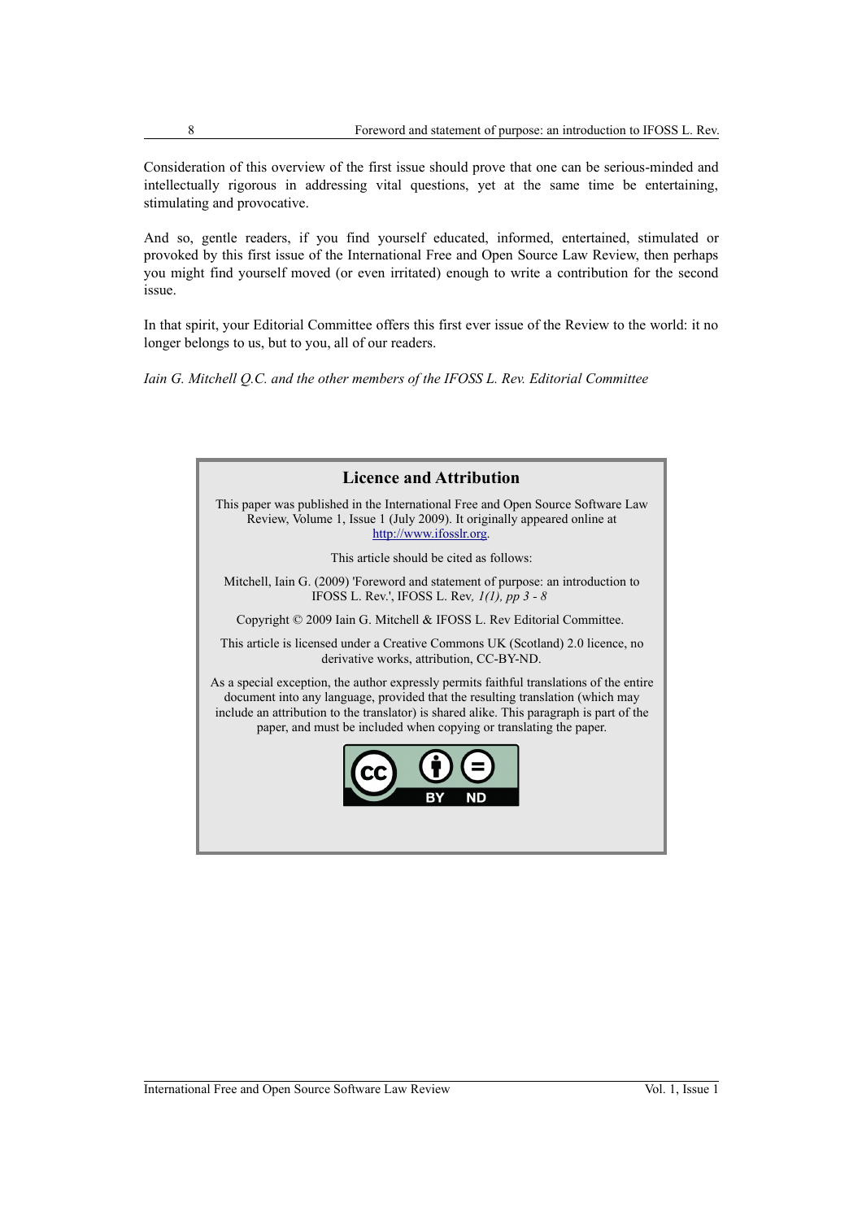Consideration of this overview of the first issue should prove that one can be serious-minded and intellectually rigorous in addressing vital questions, yet at the same time be entertaining, stimulating and provocative.

And so, gentle readers, if you find yourself educated, informed, entertained, stimulated or provoked by this first issue of the International Free and Open Source Law Review, then perhaps you might find yourself moved (or even irritated) enough to write a contribution for the second issue.

In that spirit, your Editorial Committee offers this first ever issue of the Review to the world: it no longer belongs to us, but to you, all of our readers.

*Iain G. Mitchell Q.C. and the other members of the IFOSS L. Rev. Editorial Committee*

## Licence and Attribution

This paper was published in the International Free and Open Source Software Law Review, Volume 1, Issue 1 (July 2009). It originally appeared online at http://www.ifosslr.org.

This article should be cited as follows:

Mitchell, Iain G. (2009) 'Foreword and statement of purpose: an introduction to IFOSS L. Rev.', IFOSS L. Rev*, 1(1), pp 3 - 8*

Copyright © 2009 Iain G. Mitchell & IFOSS L. Rev Editorial Committee.

This article is licensed under a Creative Commons UK (Scotland) 2.0 licence, no derivative works, attribution, CC-BY-ND.

As a special exception, the author expressly permits faithful translations of the entire document into any language, provided that the resulting translation (which may include an attribution to the translator) is shared alike. This paragraph is part of the paper, and must be included when copying or translating the paper.